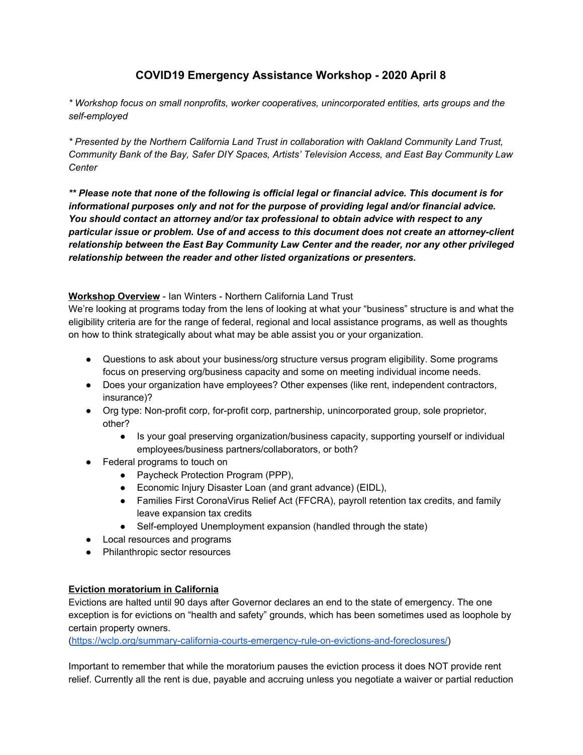# COVID19 Emergency Assistance Workshop - 2020 April 8

*\* Workshop focus on small nonprofits, worker cooperatives, unincorporated entities, arts groups and the self-employed*

*\* Presented by the Northern California Land Trust in collaboration with Oakland Community Land Trust, Community Bank of the Bay, Safer DIY Spaces, Artists' Television Access, and East Bay Community Law Center*

***\*\* Please note that none of the following is official legal or financial advice. This document is for informational purposes only and not for the purpose of providing legal and/or financial advice. You should contact an attorney and/or tax professional to obtain advice with respect to any particular issue or problem. Use of and access to this document does not create an attorney-client relationship between the East Bay Community Law Center and the reader, nor any other privileged relationship between the reader and other listed organizations or presenters.***

**Workshop Overview** - Ian Winters - Northern California Land Trust

We're looking at programs today from the lens of looking at what your "business" structure is and what the eligibility criteria are for the range of federal, regional and local assistance programs, as well as thoughts on how to think strategically about what may be able assist you or your organization.

- Questions to ask about your business/org structure versus program eligibility. Some programs focus on preserving org/business capacity and some on meeting individual income needs.
- Does your organization have employees? Other expenses (like rent, independent contractors, insurance)?
- Org type: Non-profit corp, for-profit corp, partnership, unincorporated group, sole proprietor, other?
    - Is your goal preserving organization/business capacity, supporting yourself or individual employees/business partners/collaborators, or both?
- Federal programs to touch on
    - Paycheck Protection Program (PPP),
    - Economic Injury Disaster Loan (and grant advance) (EIDL),
    - Families First CoronaVirus Relief Act (FFCRA), payroll retention tax credits, and family leave expansion tax credits
    - Self-employed Unemployment expansion (handled through the state)
- Local resources and programs
- Philanthropic sector resources

**Eviction moratorium in California**

Evictions are halted until 90 days after Governor declares an end to the state of emergency. The one exception is for evictions on "health and safety" grounds, which has been sometimes used as loophole by certain property owners.
(https://wclp.org/summary-california-courts-emergency-rule-on-evictions-and-foreclosures/)

Important to remember that while the moratorium pauses the eviction process it does NOT provide rent relief. Currently all the rent is due, payable and accruing unless you negotiate a waiver or partial reduction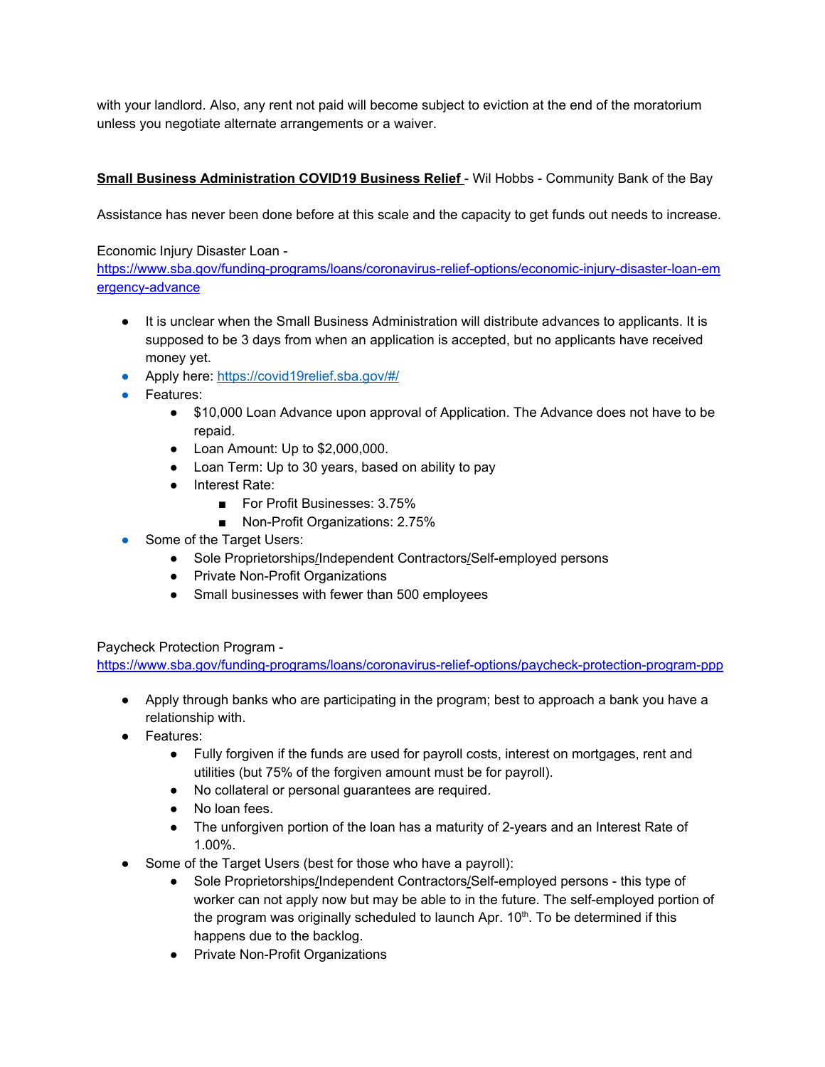with your landlord. Also, any rent not paid will become subject to eviction at the end of the moratorium unless you negotiate alternate arrangements or a waiver.

**Small Business Administration COVID19 Business Relief** - Wil Hobbs - Community Bank of the Bay

Assistance has never been done before at this scale and the capacity to get funds out needs to increase.

Economic Injury Disaster Loan - https://www.sba.gov/funding-programs/loans/coronavirus-relief-options/economic-injury-disaster-loan-emergency-advance

- It is unclear when the Small Business Administration will distribute advances to applicants. It is supposed to be 3 days from when an application is accepted, but no applicants have received money yet.
- Apply here: https://covid19relief.sba.gov/#/
- Features:
    - $10,000 Loan Advance upon approval of Application. The Advance does not have to be repaid.
    - Loan Amount: Up to $2,000,000.
    - Loan Term: Up to 30 years, based on ability to pay
    - Interest Rate:
        - For Profit Businesses: 3.75%
        - Non-Profit Organizations: 2.75%
- Some of the Target Users:
    - Sole Proprietorships/Independent Contractors/Self-employed persons
    - Private Non-Profit Organizations
    - Small businesses with fewer than 500 employees

Paycheck Protection Program - https://www.sba.gov/funding-programs/loans/coronavirus-relief-options/paycheck-protection-program-ppp

- Apply through banks who are participating in the program; best to approach a bank you have a relationship with.
- Features:
    - Fully forgiven if the funds are used for payroll costs, interest on mortgages, rent and utilities (but 75% of the forgiven amount must be for payroll).
    - No collateral or personal guarantees are required.
    - No loan fees.
    - The unforgiven portion of the loan has a maturity of 2-years and an Interest Rate of 1.00%.
- Some of the Target Users (best for those who have a payroll):
    - Sole Proprietorships/Independent Contractors/Self-employed persons - this type of worker can not apply now but may be able to in the future. The self-employed portion of the program was originally scheduled to launch Apr. 10th. To be determined if this happens due to the backlog.
    - Private Non-Profit Organizations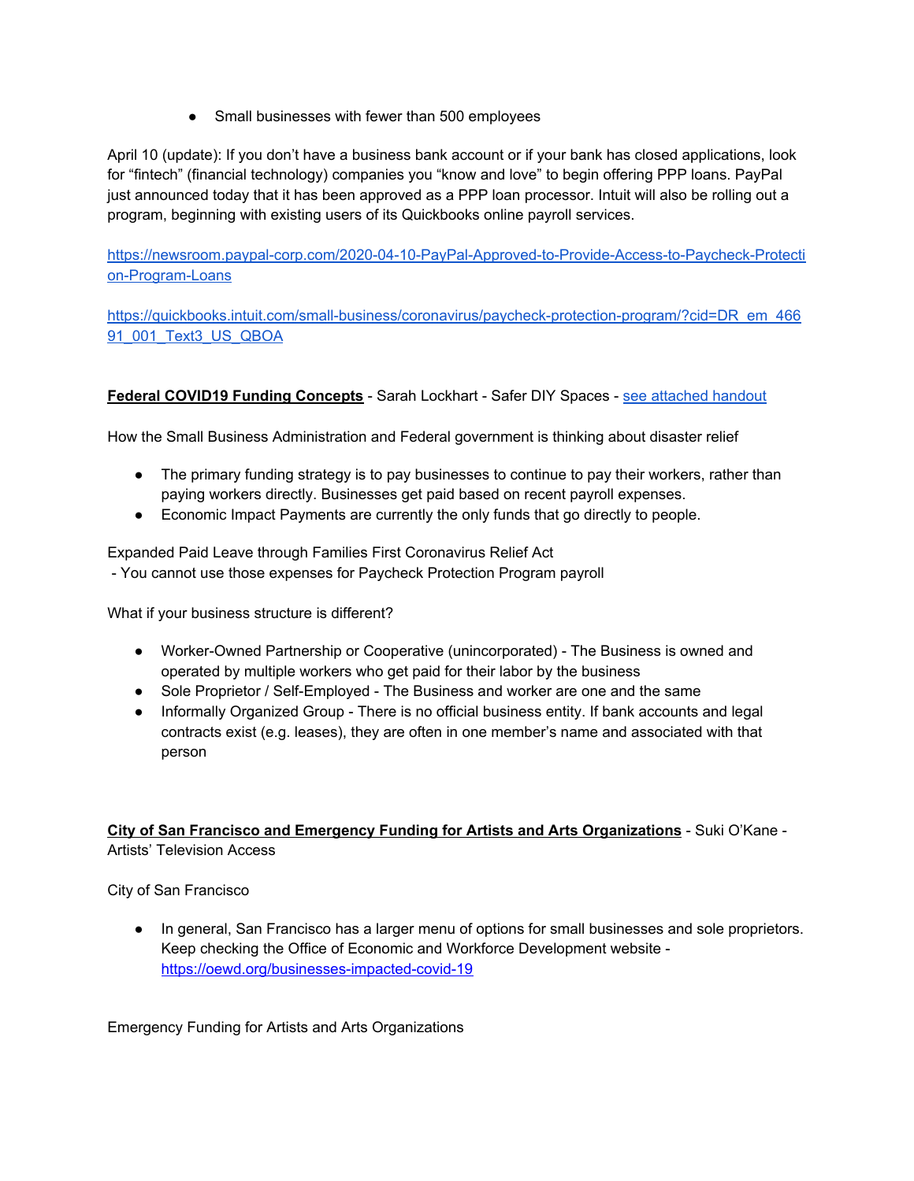- Small businesses with fewer than 500 employees

April 10 (update): If you don't have a business bank account or if your bank has closed applications, look for "fintech" (financial technology) companies you "know and love" to begin offering PPP loans. PayPal just announced today that it has been approved as a PPP loan processor. Intuit will also be rolling out a program, beginning with existing users of its Quickbooks online payroll services.

[https://newsroom.paypal-corp.com/2020-04-10-PayPal-Approved-to-Provide-Access-to-Paycheck-Protection-Program-Loans](https://newsroom.paypal-corp.com/2020-04-10-PayPal-Approved-to-Provide-Access-to-Paycheck-Protection-Program-Loans)

[https://quickbooks.intuit.com/small-business/coronavirus/paycheck-protection-program/?cid=DR_em_46691_001_Text3_US_QBOA](https://quickbooks.intuit.com/small-business/coronavirus/paycheck-protection-program/?cid=DR_em_46691_001_Text3_US_QBOA)

**Federal COVID19 Funding Concepts** - Sarah Lockhart - Safer DIY Spaces - see attached handout

How the Small Business Administration and Federal government is thinking about disaster relief

- The primary funding strategy is to pay businesses to continue to pay their workers, rather than paying workers directly. Businesses get paid based on recent payroll expenses.
- Economic Impact Payments are currently the only funds that go directly to people.

Expanded Paid Leave through Families First Coronavirus Relief Act
- You cannot use those expenses for Paycheck Protection Program payroll

What if your business structure is different?

- Worker-Owned Partnership or Cooperative (unincorporated) - The Business is owned and operated by multiple workers who get paid for their labor by the business
- Sole Proprietor / Self-Employed - The Business and worker are one and the same
- Informally Organized Group - There is no official business entity. If bank accounts and legal contracts exist (e.g. leases), they are often in one member's name and associated with that person

**City of San Francisco and Emergency Funding for Artists and Arts Organizations** - Suki O'Kane - Artists' Television Access

City of San Francisco

- In general, San Francisco has a larger menu of options for small businesses and sole proprietors. Keep checking the Office of Economic and Workforce Development website - [https://oewd.org/businesses-impacted-covid-19](https://oewd.org/businesses-impacted-covid-19)

Emergency Funding for Artists and Arts Organizations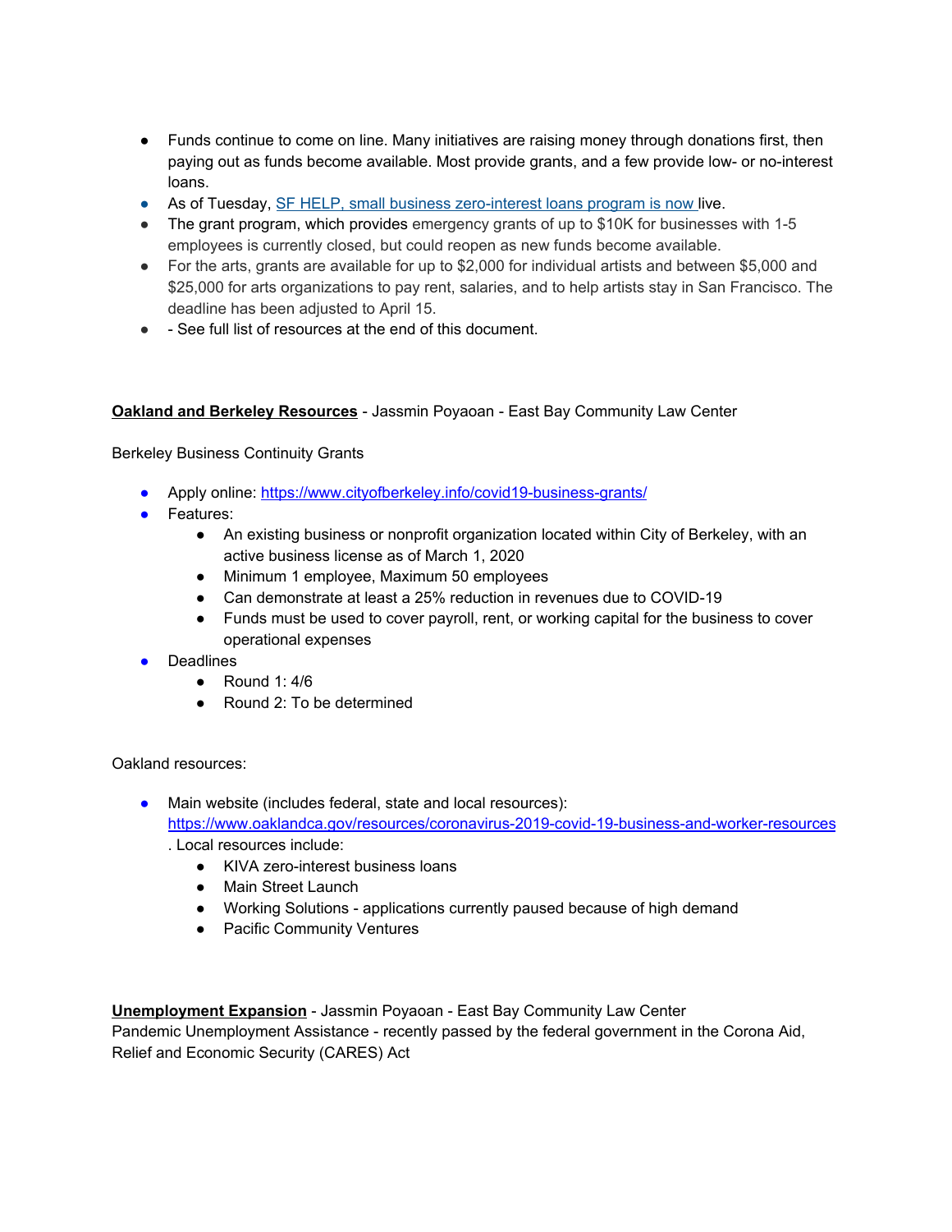- Funds continue to come on line. Many initiatives are raising money through donations first, then paying out as funds become available. Most provide grants, and a few provide low- or no-interest loans.
- As of Tuesday, [SF HELP, small business zero-interest loans program is now](#) live.
- The grant program, which provides emergency grants of up to $10K for businesses with 1-5 employees is currently closed, but could reopen as new funds become available.
- For the arts, grants are available for up to $2,000 for individual artists and between $5,000 and $25,000 for arts organizations to pay rent, salaries, and to help artists stay in San Francisco. The deadline has been adjusted to April 15.
- - See full list of resources at the end of this document.

**Oakland and Berkeley Resources** - Jassmin Poyaoan - East Bay Community Law Center

Berkeley Business Continuity Grants

- Apply online: https://www.cityofberkeley.info/covid19-business-grants/
- Features:
    - An existing business or nonprofit organization located within City of Berkeley, with an active business license as of March 1, 2020
    - Minimum 1 employee, Maximum 50 employees
    - Can demonstrate at least a 25% reduction in revenues due to COVID-19
    - Funds must be used to cover payroll, rent, or working capital for the business to cover operational expenses
- Deadlines
    - Round 1: 4/6
    - Round 2: To be determined

Oakland resources:

- Main website (includes federal, state and local resources): https://www.oaklandca.gov/resources/coronavirus-2019-covid-19-business-and-worker-resources . Local resources include:
    - KIVA zero-interest business loans
    - Main Street Launch
    - Working Solutions - applications currently paused because of high demand
    - Pacific Community Ventures

**Unemployment Expansion** - Jassmin Poyaoan - East Bay Community Law Center
Pandemic Unemployment Assistance - recently passed by the federal government in the Corona Aid, Relief and Economic Security (CARES) Act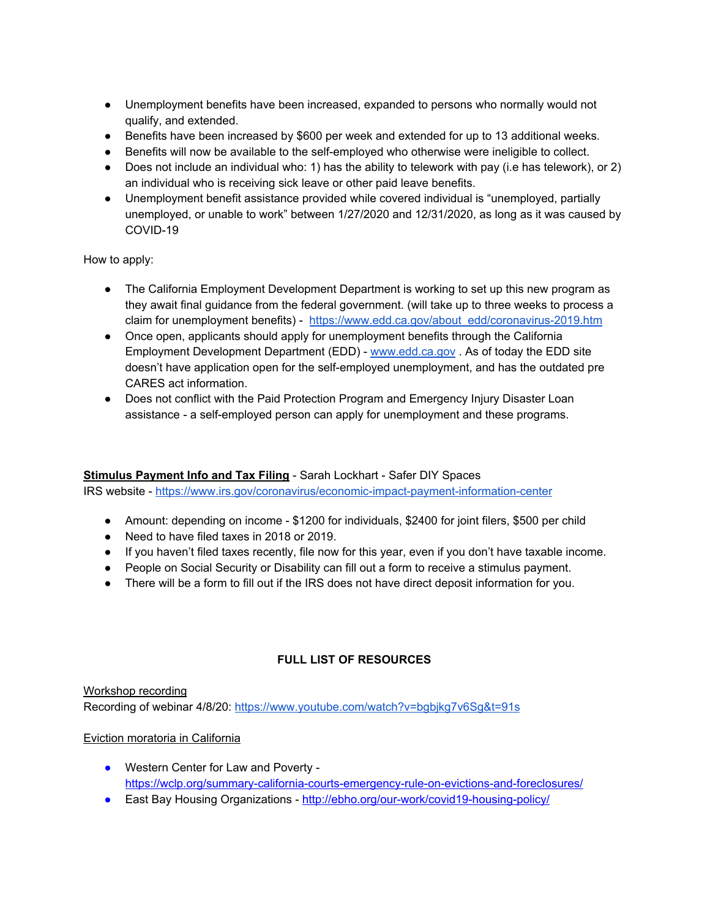- Unemployment benefits have been increased, expanded to persons who normally would not qualify, and extended.
- Benefits have been increased by $600 per week and extended for up to 13 additional weeks.
- Benefits will now be available to the self-employed who otherwise were ineligible to collect.
- Does not include an individual who: 1) has the ability to telework with pay (i.e has telework), or 2) an individual who is receiving sick leave or other paid leave benefits.
- Unemployment benefit assistance provided while covered individual is "unemployed, partially unemployed, or unable to work" between 1/27/2020 and 12/31/2020, as long as it was caused by COVID-19

How to apply:

- The California Employment Development Department is working to set up this new program as they await final guidance from the federal government. (will take up to three weeks to process a claim for unemployment benefits) - [https://www.edd.ca.gov/about_edd/coronavirus-2019.htm](https://www.edd.ca.gov/about_edd/coronavirus-2019.htm)
- Once open, applicants should apply for unemployment benefits through the California Employment Development Department (EDD) - [www.edd.ca.gov](http://www.edd.ca.gov) . As of today the EDD site doesn't have application open for the self-employed unemployment, and has the outdated pre CARES act information.
- Does not conflict with the Paid Protection Program and Emergency Injury Disaster Loan assistance - a self-employed person can apply for unemployment and these programs.

**Stimulus Payment Info and Tax Filing** - Sarah Lockhart - Safer DIY Spaces

IRS website - [https://www.irs.gov/coronavirus/economic-impact-payment-information-center](https://www.irs.gov/coronavirus/economic-impact-payment-information-center)

- Amount: depending on income - $1200 for individuals, $2400 for joint filers, $500 per child
- Need to have filed taxes in 2018 or 2019.
- If you haven't filed taxes recently, file now for this year, even if you don't have taxable income.
- People on Social Security or Disability can fill out a form to receive a stimulus payment.
- There will be a form to fill out if the IRS does not have direct deposit information for you.

## FULL LIST OF RESOURCES

Workshop recording

Recording of webinar 4/8/20: [https://www.youtube.com/watch?v=bgbjkg7v6Sg&t=91s](https://www.youtube.com/watch?v=bgbjkg7v6Sg&t=91s)

Eviction moratoria in California

- Western Center for Law and Poverty - [https://wclp.org/summary-california-courts-emergency-rule-on-evictions-and-foreclosures/](https://wclp.org/summary-california-courts-emergency-rule-on-evictions-and-foreclosures/)
- East Bay Housing Organizations - [http://ebho.org/our-work/covid19-housing-policy/](http://ebho.org/our-work/covid19-housing-policy/)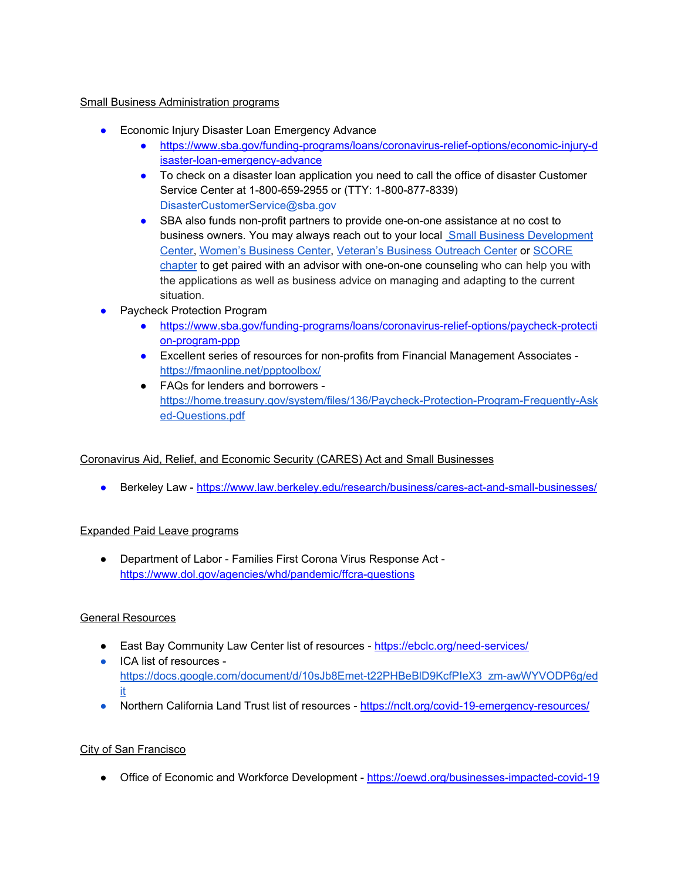Small Business Administration programs

- Economic Injury Disaster Loan Emergency Advance
  - https://www.sba.gov/funding-programs/loans/coronavirus-relief-options/economic-injury-disaster-loan-emergency-advance
  - To check on a disaster loan application you need to call the office of disaster Customer Service Center at 1-800-659-2955 or (TTY: 1-800-877-8339) DisasterCustomerService@sba.gov
  - SBA also funds non-profit partners to provide one-on-one assistance at no cost to business owners. You may always reach out to your local Small Business Development Center, Women's Business Center, Veteran's Business Outreach Center or SCORE chapter to get paired with an advisor with one-on-one counseling who can help you with the applications as well as business advice on managing and adapting to the current situation.
- Paycheck Protection Program
  - https://www.sba.gov/funding-programs/loans/coronavirus-relief-options/paycheck-protection-program-ppp
  - Excellent series of resources for non-profits from Financial Management Associates - https://fmaonline.net/ppptoolbox/
  - FAQs for lenders and borrowers - https://home.treasury.gov/system/files/136/Paycheck-Protection-Program-Frequently-Asked-Questions.pdf

Coronavirus Aid, Relief, and Economic Security (CARES) Act and Small Businesses

- Berkeley Law - https://www.law.berkeley.edu/research/business/cares-act-and-small-businesses/

Expanded Paid Leave programs

- Department of Labor - Families First Corona Virus Response Act - https://www.dol.gov/agencies/whd/pandemic/ffcra-questions

General Resources

- East Bay Community Law Center list of resources - https://ebclc.org/need-services/
- ICA list of resources - https://docs.google.com/document/d/10sJb8Emet-t22PHBeBlD9KcfPIeX3_zm-awWYVODP6g/edit
- Northern California Land Trust list of resources - https://nclt.org/covid-19-emergency-resources/

City of San Francisco

- Office of Economic and Workforce Development - https://oewd.org/businesses-impacted-covid-19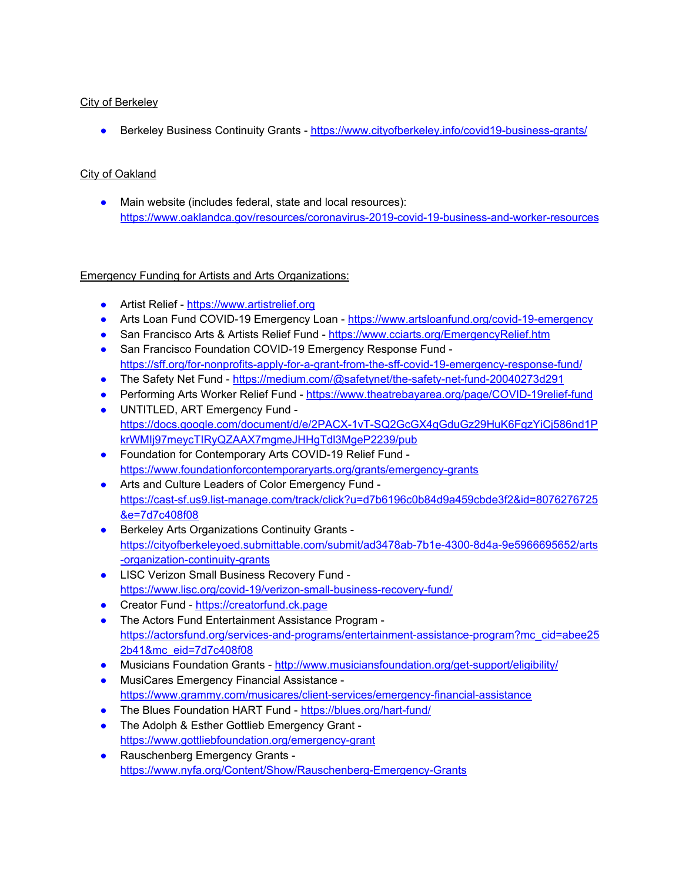City of Berkeley

- Berkeley Business Continuity Grants - https://www.cityofberkeley.info/covid19-business-grants/

City of Oakland

- Main website (includes federal, state and local resources): https://www.oaklandca.gov/resources/coronavirus-2019-covid-19-business-and-worker-resources

Emergency Funding for Artists and Arts Organizations:

- Artist Relief - https://www.artistrelief.org
- Arts Loan Fund COVID-19 Emergency Loan - https://www.artsloanfund.org/covid-19-emergency
- San Francisco Arts & Artists Relief Fund - https://www.cciarts.org/EmergencyRelief.htm
- San Francisco Foundation COVID-19 Emergency Response Fund - https://sff.org/for-nonprofits-apply-for-a-grant-from-the-sff-covid-19-emergency-response-fund/
- The Safety Net Fund - https://medium.com/@safetynet/the-safety-net-fund-20040273d291
- Performing Arts Worker Relief Fund - https://www.theatrebayarea.org/page/COVID-19relief-fund
- UNTITLED, ART Emergency Fund - https://docs.google.com/document/d/e/2PACX-1vT-SQ2GcGX4gGduGz29HuK6FgzYiCj586nd1PkrWMIj97meycTIRyQZAAX7mgmeJHHgTdl3MgeP2239/pub
- Foundation for Contemporary Arts COVID-19 Relief Fund - https://www.foundationforcontemporaryarts.org/grants/emergency-grants
- Arts and Culture Leaders of Color Emergency Fund - https://cast-sf.us9.list-manage.com/track/click?u=d7b6196c0b84d9a459cbde3f2&id=8076276725&e=7d7c408f08
- Berkeley Arts Organizations Continuity Grants - https://cityofberkeleyoed.submittable.com/submit/ad3478ab-7b1e-4300-8d4a-9e5966695652/arts-organization-continuity-grants
- LISC Verizon Small Business Recovery Fund - https://www.lisc.org/covid-19/verizon-small-business-recovery-fund/
- Creator Fund - https://creatorfund.ck.page
- The Actors Fund Entertainment Assistance Program - https://actorsfund.org/services-and-programs/entertainment-assistance-program?mc_cid=abee252b41&mc_eid=7d7c408f08
- Musicians Foundation Grants - http://www.musiciansfoundation.org/get-support/eligibility/
- MusiCares Emergency Financial Assistance - https://www.grammy.com/musicares/client-services/emergency-financial-assistance
- The Blues Foundation HART Fund - https://blues.org/hart-fund/
- The Adolph & Esther Gottlieb Emergency Grant - https://www.gottliebfoundation.org/emergency-grant
- Rauschenberg Emergency Grants - https://www.nyfa.org/Content/Show/Rauschenberg-Emergency-Grants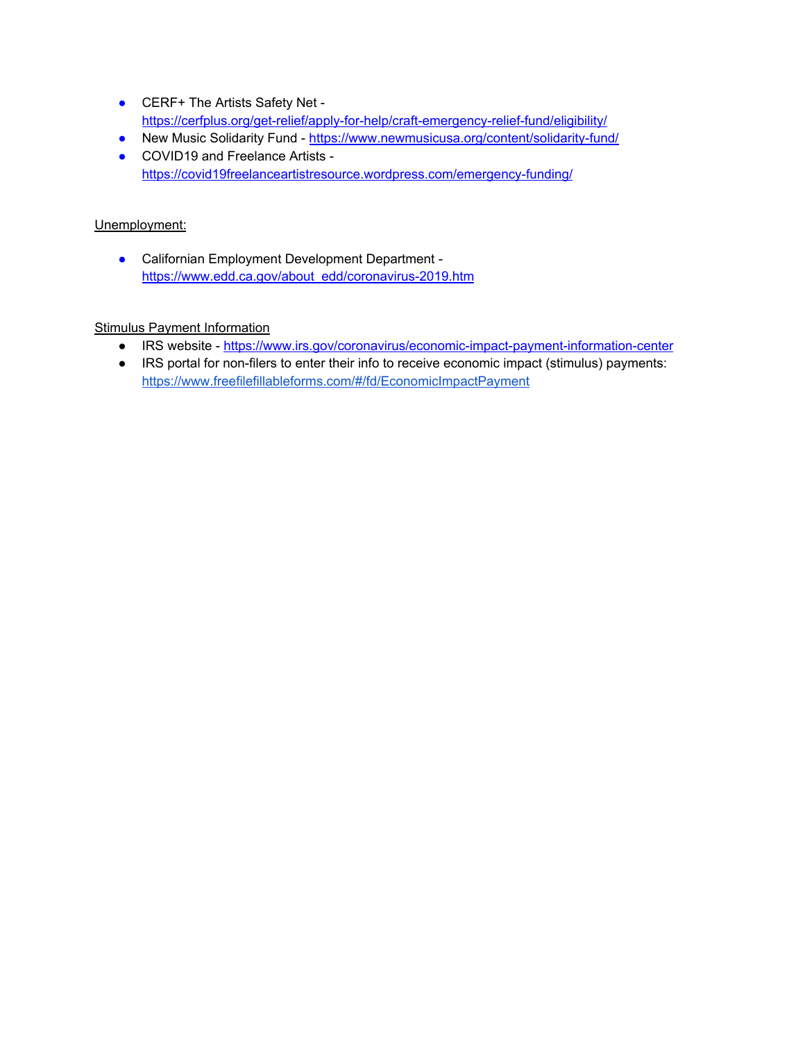- CERF+ The Artists Safety Net - https://cerfplus.org/get-relief/apply-for-help/craft-emergency-relief-fund/eligibility/
- New Music Solidarity Fund - https://www.newmusicusa.org/content/solidarity-fund/
- COVID19 and Freelance Artists - https://covid19freelanceartistresource.wordpress.com/emergency-funding/

Unemployment:

- Californian Employment Development Department - https://www.edd.ca.gov/about_edd/coronavirus-2019.htm

Stimulus Payment Information

- IRS website - https://www.irs.gov/coronavirus/economic-impact-payment-information-center
- IRS portal for non-filers to enter their info to receive economic impact (stimulus) payments: https://www.freefilefillableforms.com/#/fd/EconomicImpactPayment